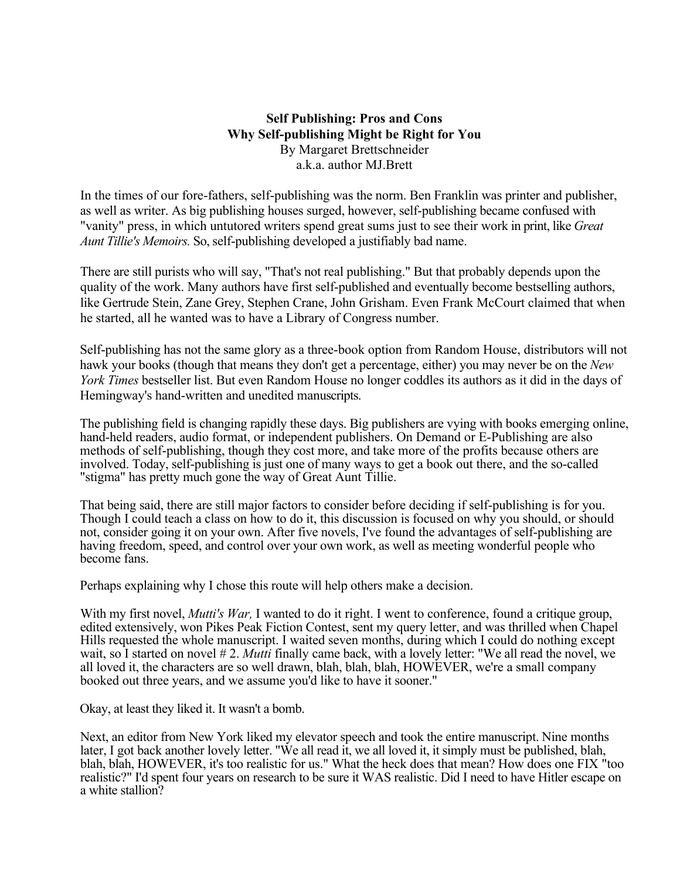**Self Publishing: Pros and Cons**
**Why Self-publishing Might be Right for You**
By Margaret Brettschneider
a.k.a. author MJ.Brett

In the times of our fore-fathers, self-publishing was the norm. Ben Franklin was printer and publisher, as well as writer. As big publishing houses surged, however, self-publishing became confused with "vanity" press, in which untutored writers spend great sums just to see their work in print, like *Great Aunt Tillie's Memoirs.* So, self-publishing developed a justifiably bad name.

There are still purists who will say, "That's not real publishing." But that probably depends upon the quality of the work. Many authors have first self-published and eventually become bestselling authors, like Gertrude Stein, Zane Grey, Stephen Crane, John Grisham. Even Frank McCourt claimed that when he started, all he wanted was to have a Library of Congress number.

Self-publishing has not the same glory as a three-book option from Random House, distributors will not hawk your books (though that means they don't get a percentage, either) you may never be on the *New York Times* bestseller list. But even Random House no longer coddles its authors as it did in the days of Hemingway's hand-written and unedited manuscripts.

The publishing field is changing rapidly these days. Big publishers are vying with books emerging online, hand-held readers, audio format, or independent publishers. On Demand or E-Publishing are also methods of self-publishing, though they cost more, and take more of the profits because others are involved. Today, self-publishing is just one of many ways to get a book out there, and the so-called "stigma" has pretty much gone the way of Great Aunt Tillie.

That being said, there are still major factors to consider before deciding if self-publishing is for you. Though I could teach a class on how to do it, this discussion is focused on why you should, or should not, consider going it on your own. After five novels, I've found the advantages of self-publishing are having freedom, speed, and control over your own work, as well as meeting wonderful people who become fans.

Perhaps explaining why I chose this route will help others make a decision.

With my first novel, *Mutti's War,* I wanted to do it right. I went to conference, found a critique group, edited extensively, won Pikes Peak Fiction Contest, sent my query letter, and was thrilled when Chapel Hills requested the whole manuscript. I waited seven months, during which I could do nothing except wait, so I started on novel # 2. *Mutti* finally came back, with a lovely letter: "We all read the novel, we all loved it, the characters are so well drawn, blah, blah, blah, HOWEVER, we're a small company booked out three years, and we assume you'd like to have it sooner."

Okay, at least they liked it. It wasn't a bomb.

Next, an editor from New York liked my elevator speech and took the entire manuscript. Nine months later, I got back another lovely letter. "We all read it, we all loved it, it simply must be published, blah, blah, blah, HOWEVER, it's too realistic for us." What the heck does that mean? How does one FIX "too realistic?" I'd spent four years on research to be sure it WAS realistic. Did I need to have Hitler escape on a white stallion?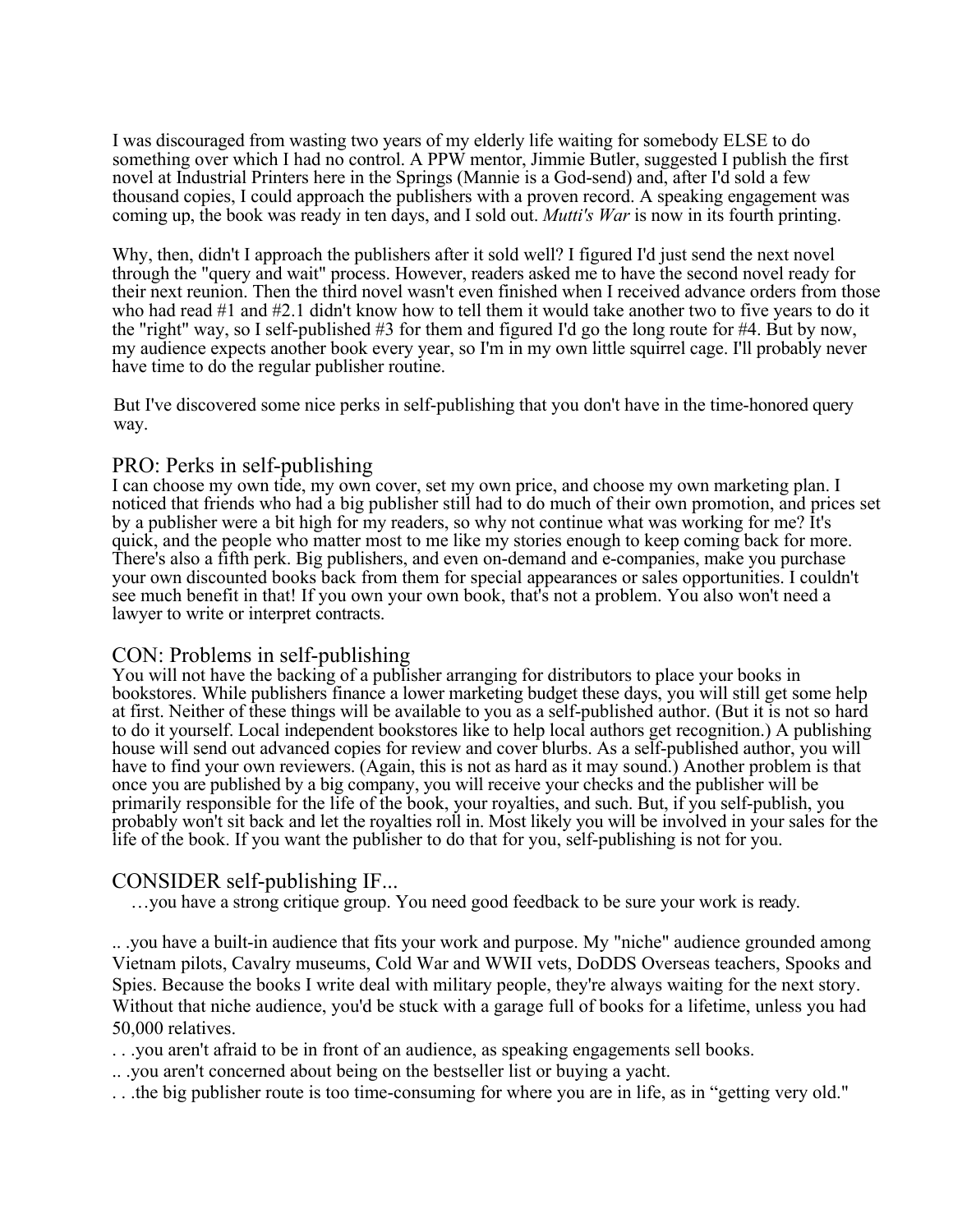I was discouraged from wasting two years of my elderly life waiting for somebody ELSE to do something over which I had no control. A PPW mentor, Jimmie Butler, suggested I publish the first novel at Industrial Printers here in the Springs (Mannie is a God-send) and, after I'd sold a few thousand copies, I could approach the publishers with a proven record. A speaking engagement was coming up, the book was ready in ten days, and I sold out. *Mutti's War* is now in its fourth printing.

Why, then, didn't I approach the publishers after it sold well? I figured I'd just send the next novel through the "query and wait" process. However, readers asked me to have the second novel ready for their next reunion. Then the third novel wasn't even finished when I received advance orders from those who had read #1 and #2.1 didn't know how to tell them it would take another two to five years to do it the "right" way, so I self-published #3 for them and figured I'd go the long route for #4. But by now, my audience expects another book every year, so I'm in my own little squirrel cage. I'll probably never have time to do the regular publisher routine.

But I've discovered some nice perks in self-publishing that you don't have in the time-honored query way.

## PRO: Perks in self-publishing

I can choose my own tide, my own cover, set my own price, and choose my own marketing plan. I noticed that friends who had a big publisher still had to do much of their own promotion, and prices set by a publisher were a bit high for my readers, so why not continue what was working for me? It's quick, and the people who matter most to me like my stories enough to keep coming back for more. There's also a fifth perk. Big publishers, and even on-demand and e-companies, make you purchase your own discounted books back from them for special appearances or sales opportunities. I couldn't see much benefit in that! If you own your own book, that's not a problem. You also won't need a lawyer to write or interpret contracts.

## CON: Problems in self-publishing

You will not have the backing of a publisher arranging for distributors to place your books in bookstores. While publishers finance a lower marketing budget these days, you will still get some help at first. Neither of these things will be available to you as a self-published author. (But it is not so hard to do it yourself. Local independent bookstores like to help local authors get recognition.) A publishing house will send out advanced copies for review and cover blurbs. As a self-published author, you will have to find your own reviewers. (Again, this is not as hard as it may sound.) Another problem is that once you are published by a big company, you will receive your checks and the publisher will be primarily responsible for the life of the book, your royalties, and such. But, if you self-publish, you probably won't sit back and let the royalties roll in. Most likely you will be involved in your sales for the life of the book. If you want the publisher to do that for you, self-publishing is not for you.

## CONSIDER self-publishing IF...

…you have a strong critique group. You need good feedback to be sure your work is ready.

.. .you have a built-in audience that fits your work and purpose. My "niche" audience grounded among Vietnam pilots, Cavalry museums, Cold War and WWII vets, DoDDS Overseas teachers, Spooks and Spies. Because the books I write deal with military people, they're always waiting for the next story. Without that niche audience, you'd be stuck with a garage full of books for a lifetime, unless you had 50,000 relatives.

. . .you aren't afraid to be in front of an audience, as speaking engagements sell books.

.. .you aren't concerned about being on the bestseller list or buying a yacht.

. . .the big publisher route is too time-consuming for where you are in life, as in "getting very old."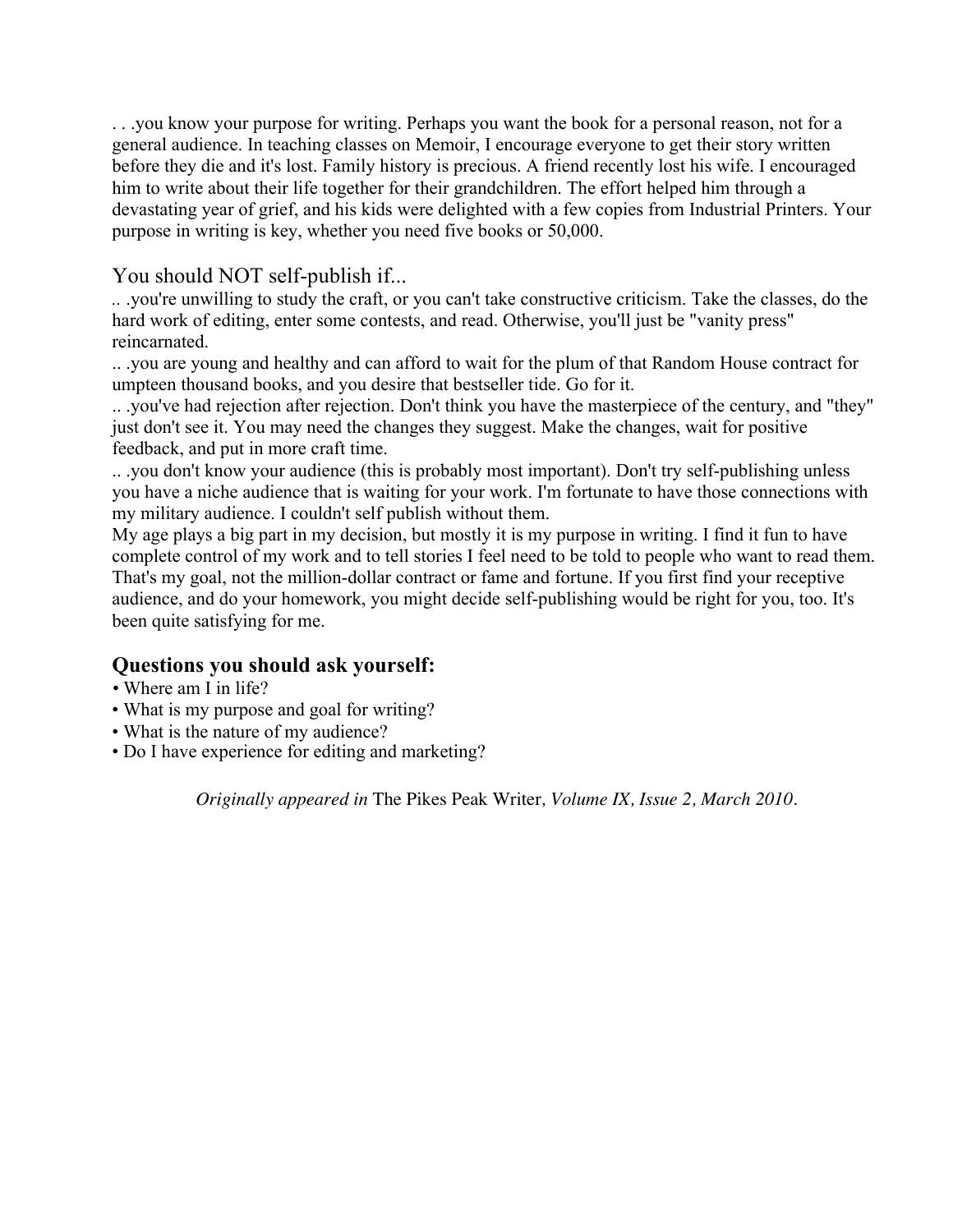. . .you know your purpose for writing. Perhaps you want the book for a personal reason, not for a general audience. In teaching classes on Memoir, I encourage everyone to get their story written before they die and it's lost. Family history is precious. A friend recently lost his wife. I encouraged him to write about their life together for their grandchildren. The effort helped him through a devastating year of grief, and his kids were delighted with a few copies from Industrial Printers. Your purpose in writing is key, whether you need five books or 50,000.

## You should NOT self-publish if...

.. .you're unwilling to study the craft, or you can't take constructive criticism. Take the classes, do the hard work of editing, enter some contests, and read. Otherwise, you'll just be "vanity press" reincarnated.

.. .you are young and healthy and can afford to wait for the plum of that Random House contract for umpteen thousand books, and you desire that bestseller tide. Go for it.

.. .you've had rejection after rejection. Don't think you have the masterpiece of the century, and "they" just don't see it. You may need the changes they suggest. Make the changes, wait for positive feedback, and put in more craft time.

.. .you don't know your audience (this is probably most important). Don't try self-publishing unless you have a niche audience that is waiting for your work. I'm fortunate to have those connections with my military audience. I couldn't self publish without them.

My age plays a big part in my decision, but mostly it is my purpose in writing. I find it fun to have complete control of my work and to tell stories I feel need to be told to people who want to read them. That's my goal, not the million-dollar contract or fame and fortune. If you first find your receptive audience, and do your homework, you might decide self-publishing would be right for you, too. It's been quite satisfying for me.

## **Questions you should ask yourself:**

- Where am I in life?
- What is my purpose and goal for writing?
- What is the nature of my audience?
- Do I have experience for editing and marketing?

*Originally appeared in* The Pikes Peak Writer*, Volume IX, Issue 2, March 2010*.